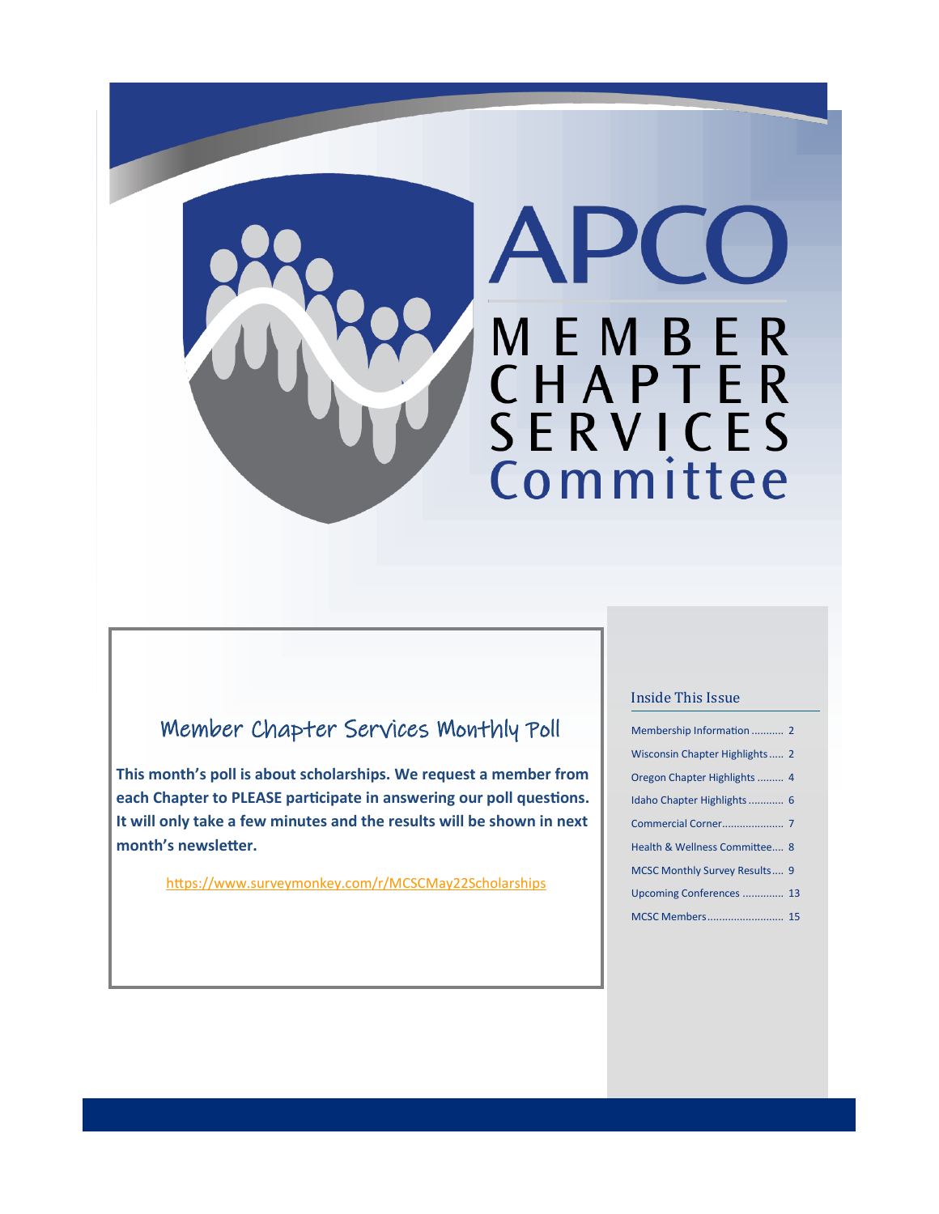# APCO MEMBER CHAPTER SERVICES Committee

## Member Chapter Services Monthly Poll

**This month's poll is about scholarships. We request a member from each Chapter to PLEASE participate in answering our poll questions. It will only take a few minutes and the results will be shown in next month's newsletter.**

https://www.surveymonkey.com/r/MCSCMay22Scholarships

### Inside This Issue

| | |
|---|---|
| Membership Information | 2 |
| Wisconsin Chapter Highlights | 2 |
| Oregon Chapter Highlights | 4 |
| Idaho Chapter Highlights | 6 |
| Commercial Corner | 7 |
| Health & Wellness Committee | 8 |
| MCSC Monthly Survey Results | 9 |
| Upcoming Conferences | 13 |
| MCSC Members | 15 |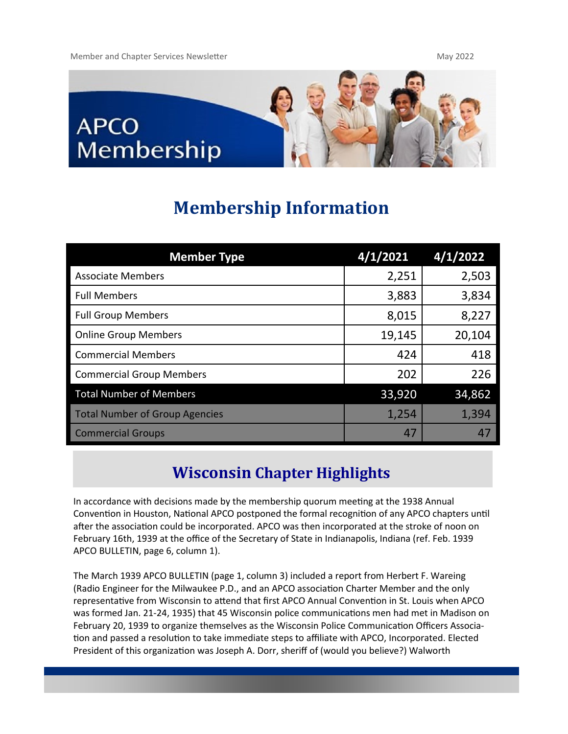APCO Membership

# Membership Information

| Member Type | 4/1/2021 | 4/1/2022 |
|---|---|---|
| Associate Members | 2,251 | 2,503 |
| Full Members | 3,883 | 3,834 |
| Full Group Members | 8,015 | 8,227 |
| Online Group Members | 19,145 | 20,104 |
| Commercial Members | 424 | 418 |
| Commercial Group Members | 202 | 226 |
| Total Number of Members | 33,920 | 34,862 |
| Total Number of Group Agencies | 1,254 | 1,394 |
| Commercial Groups | 47 | 47 |

## Wisconsin Chapter Highlights

In accordance with decisions made by the membership quorum meeting at the 1938 Annual Convention in Houston, National APCO postponed the formal recognition of any APCO chapters until after the association could be incorporated. APCO was then incorporated at the stroke of noon on February 16th, 1939 at the office of the Secretary of State in Indianapolis, Indiana (ref. Feb. 1939 APCO BULLETIN, page 6, column 1).

The March 1939 APCO BULLETIN (page 1, column 3) included a report from Herbert F. Wareing (Radio Engineer for the Milwaukee P.D., and an APCO association Charter Member and the only representative from Wisconsin to attend that first APCO Annual Convention in St. Louis when APCO was formed Jan. 21-24, 1935) that 45 Wisconsin police communications men had met in Madison on February 20, 1939 to organize themselves as the Wisconsin Police Communication Officers Association and passed a resolution to take immediate steps to affiliate with APCO, Incorporated. Elected President of this organization was Joseph A. Dorr, sheriff of (would you believe?) Walworth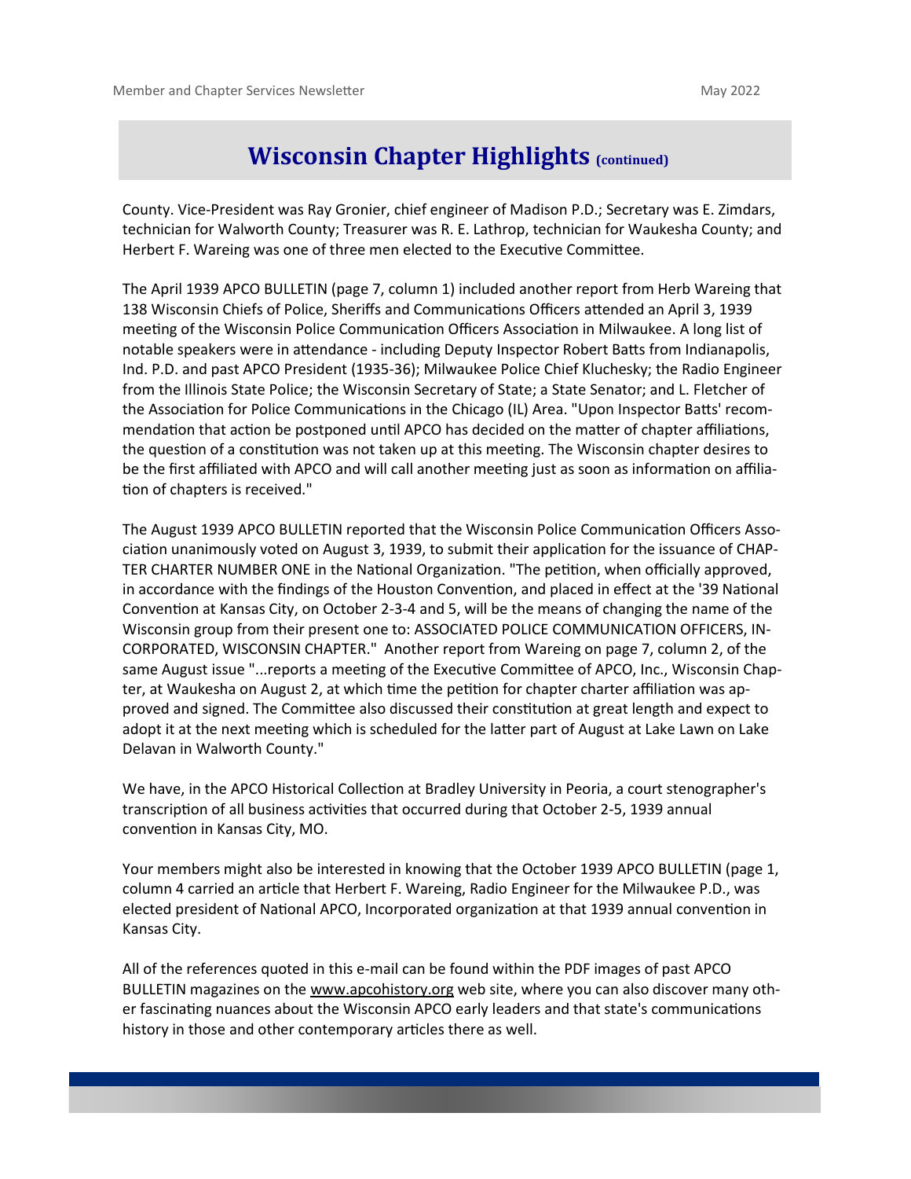# Wisconsin Chapter Highlights (continued)

County. Vice-President was Ray Gronier, chief engineer of Madison P.D.; Secretary was E. Zimdars, technician for Walworth County; Treasurer was R. E. Lathrop, technician for Waukesha County; and Herbert F. Wareing was one of three men elected to the Executive Committee.

The April 1939 APCO BULLETIN (page 7, column 1) included another report from Herb Wareing that 138 Wisconsin Chiefs of Police, Sheriffs and Communications Officers attended an April 3, 1939 meeting of the Wisconsin Police Communication Officers Association in Milwaukee. A long list of notable speakers were in attendance - including Deputy Inspector Robert Batts from Indianapolis, Ind. P.D. and past APCO President (1935-36); Milwaukee Police Chief Kluchesky; the Radio Engineer from the Illinois State Police; the Wisconsin Secretary of State; a State Senator; and L. Fletcher of the Association for Police Communications in the Chicago (IL) Area. "Upon Inspector Batts' recommendation that action be postponed until APCO has decided on the matter of chapter affiliations, the question of a constitution was not taken up at this meeting. The Wisconsin chapter desires to be the first affiliated with APCO and will call another meeting just as soon as information on affiliation of chapters is received."

The August 1939 APCO BULLETIN reported that the Wisconsin Police Communication Officers Association unanimously voted on August 3, 1939, to submit their application for the issuance of CHAPTER CHARTER NUMBER ONE in the National Organization. "The petition, when officially approved, in accordance with the findings of the Houston Convention, and placed in effect at the '39 National Convention at Kansas City, on October 2-3-4 and 5, will be the means of changing the name of the Wisconsin group from their present one to: ASSOCIATED POLICE COMMUNICATION OFFICERS, INCORPORATED, WISCONSIN CHAPTER." Another report from Wareing on page 7, column 2, of the same August issue "...reports a meeting of the Executive Committee of APCO, Inc., Wisconsin Chapter, at Waukesha on August 2, at which time the petition for chapter charter affiliation was approved and signed. The Committee also discussed their constitution at great length and expect to adopt it at the next meeting which is scheduled for the latter part of August at Lake Lawn on Lake Delavan in Walworth County."

We have, in the APCO Historical Collection at Bradley University in Peoria, a court stenographer's transcription of all business activities that occurred during that October 2-5, 1939 annual convention in Kansas City, MO.

Your members might also be interested in knowing that the October 1939 APCO BULLETIN (page 1, column 4 carried an article that Herbert F. Wareing, Radio Engineer for the Milwaukee P.D., was elected president of National APCO, Incorporated organization at that 1939 annual convention in Kansas City.

All of the references quoted in this e-mail can be found within the PDF images of past APCO BULLETIN magazines on the www.apcohistory.org web site, where you can also discover many other fascinating nuances about the Wisconsin APCO early leaders and that state's communications history in those and other contemporary articles there as well.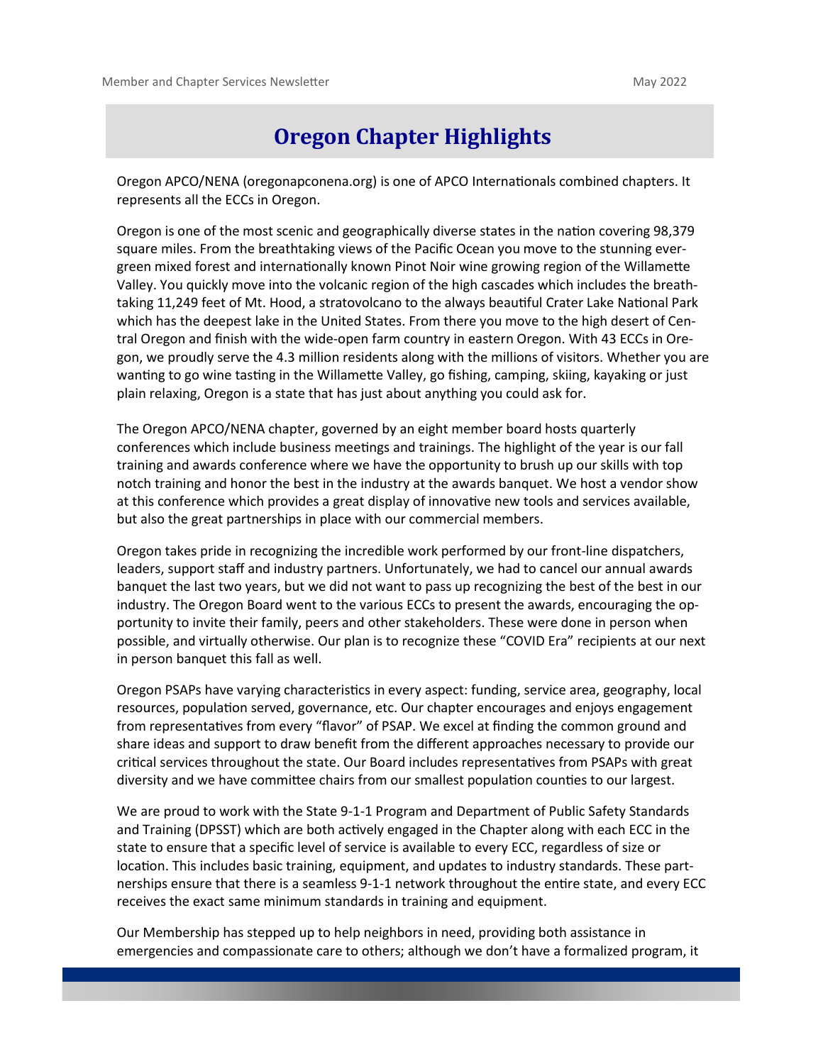# Oregon Chapter Highlights

Oregon APCO/NENA (oregonapconena.org) is one of APCO Internationals combined chapters. It represents all the ECCs in Oregon.

Oregon is one of the most scenic and geographically diverse states in the nation covering 98,379 square miles. From the breathtaking views of the Pacific Ocean you move to the stunning evergreen mixed forest and internationally known Pinot Noir wine growing region of the Willamette Valley. You quickly move into the volcanic region of the high cascades which includes the breathtaking 11,249 feet of Mt. Hood, a stratovolcano to the always beautiful Crater Lake National Park which has the deepest lake in the United States. From there you move to the high desert of Central Oregon and finish with the wide-open farm country in eastern Oregon. With 43 ECCs in Oregon, we proudly serve the 4.3 million residents along with the millions of visitors. Whether you are wanting to go wine tasting in the Willamette Valley, go fishing, camping, skiing, kayaking or just plain relaxing, Oregon is a state that has just about anything you could ask for.

The Oregon APCO/NENA chapter, governed by an eight member board hosts quarterly conferences which include business meetings and trainings. The highlight of the year is our fall training and awards conference where we have the opportunity to brush up our skills with top notch training and honor the best in the industry at the awards banquet. We host a vendor show at this conference which provides a great display of innovative new tools and services available, but also the great partnerships in place with our commercial members.

Oregon takes pride in recognizing the incredible work performed by our front-line dispatchers, leaders, support staff and industry partners. Unfortunately, we had to cancel our annual awards banquet the last two years, but we did not want to pass up recognizing the best of the best in our industry. The Oregon Board went to the various ECCs to present the awards, encouraging the opportunity to invite their family, peers and other stakeholders. These were done in person when possible, and virtually otherwise. Our plan is to recognize these “COVID Era” recipients at our next in person banquet this fall as well.

Oregon PSAPs have varying characteristics in every aspect: funding, service area, geography, local resources, population served, governance, etc. Our chapter encourages and enjoys engagement from representatives from every “flavor” of PSAP. We excel at finding the common ground and share ideas and support to draw benefit from the different approaches necessary to provide our critical services throughout the state. Our Board includes representatives from PSAPs with great diversity and we have committee chairs from our smallest population counties to our largest.

We are proud to work with the State 9-1-1 Program and Department of Public Safety Standards and Training (DPSST) which are both actively engaged in the Chapter along with each ECC in the state to ensure that a specific level of service is available to every ECC, regardless of size or location. This includes basic training, equipment, and updates to industry standards. These partnerships ensure that there is a seamless 9-1-1 network throughout the entire state, and every ECC receives the exact same minimum standards in training and equipment.

Our Membership has stepped up to help neighbors in need, providing both assistance in emergencies and compassionate care to others; although we don’t have a formalized program, it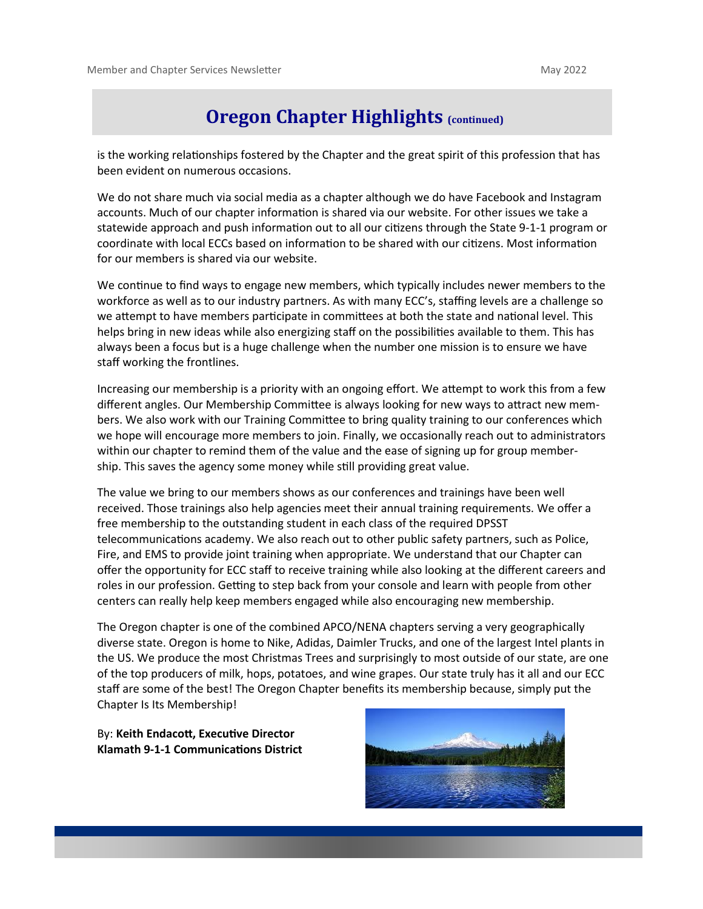# Oregon Chapter Highlights (continued)

is the working relationships fostered by the Chapter and the great spirit of this profession that has been evident on numerous occasions.

We do not share much via social media as a chapter although we do have Facebook and Instagram accounts. Much of our chapter information is shared via our website. For other issues we take a statewide approach and push information out to all our citizens through the State 9-1-1 program or coordinate with local ECCs based on information to be shared with our citizens. Most information for our members is shared via our website.

We continue to find ways to engage new members, which typically includes newer members to the workforce as well as to our industry partners. As with many ECC's, staffing levels are a challenge so we attempt to have members participate in committees at both the state and national level. This helps bring in new ideas while also energizing staff on the possibilities available to them. This has always been a focus but is a huge challenge when the number one mission is to ensure we have staff working the frontlines.

Increasing our membership is a priority with an ongoing effort. We attempt to work this from a few different angles. Our Membership Committee is always looking for new ways to attract new members. We also work with our Training Committee to bring quality training to our conferences which we hope will encourage more members to join. Finally, we occasionally reach out to administrators within our chapter to remind them of the value and the ease of signing up for group membership. This saves the agency some money while still providing great value.

The value we bring to our members shows as our conferences and trainings have been well received. Those trainings also help agencies meet their annual training requirements. We offer a free membership to the outstanding student in each class of the required DPSST telecommunications academy. We also reach out to other public safety partners, such as Police, Fire, and EMS to provide joint training when appropriate. We understand that our Chapter can offer the opportunity for ECC staff to receive training while also looking at the different careers and roles in our profession. Getting to step back from your console and learn with people from other centers can really help keep members engaged while also encouraging new membership.

The Oregon chapter is one of the combined APCO/NENA chapters serving a very geographically diverse state. Oregon is home to Nike, Adidas, Daimler Trucks, and one of the largest Intel plants in the US. We produce the most Christmas Trees and surprisingly to most outside of our state, are one of the top producers of milk, hops, potatoes, and wine grapes. Our state truly has it all and our ECC staff are some of the best! The Oregon Chapter benefits its membership because, simply put the Chapter Is Its Membership!

By: **Keith Endacott, Executive Director**
**Klamath 9-1-1 Communications District**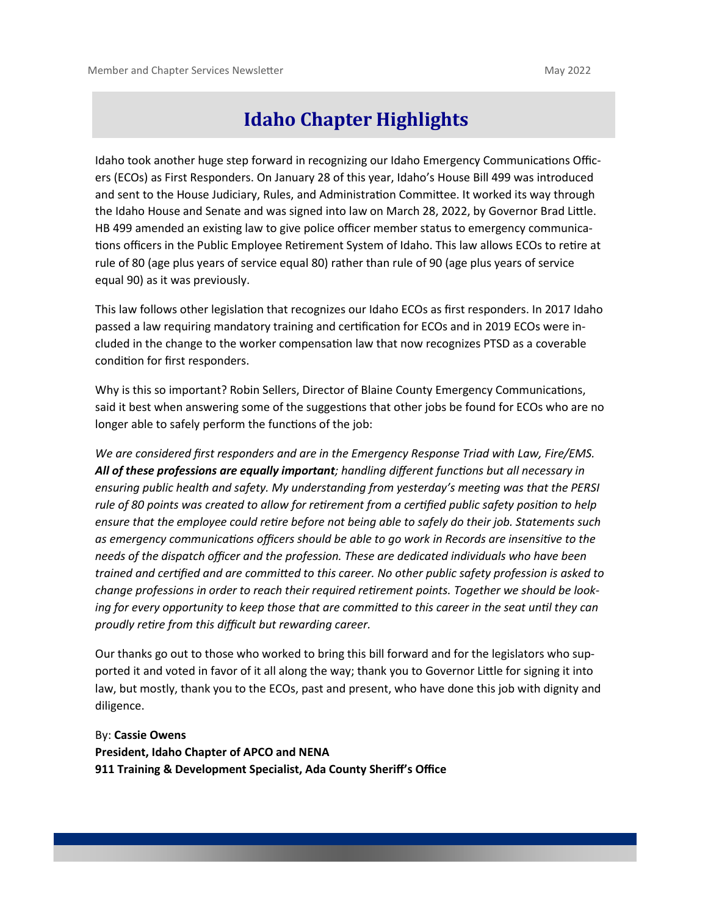# Idaho Chapter Highlights

Idaho took another huge step forward in recognizing our Idaho Emergency Communications Officers (ECOs) as First Responders. On January 28 of this year, Idaho's House Bill 499 was introduced and sent to the House Judiciary, Rules, and Administration Committee. It worked its way through the Idaho House and Senate and was signed into law on March 28, 2022, by Governor Brad Little. HB 499 amended an existing law to give police officer member status to emergency communications officers in the Public Employee Retirement System of Idaho. This law allows ECOs to retire at rule of 80 (age plus years of service equal 80) rather than rule of 90 (age plus years of service equal 90) as it was previously.

This law follows other legislation that recognizes our Idaho ECOs as first responders. In 2017 Idaho passed a law requiring mandatory training and certification for ECOs and in 2019 ECOs were included in the change to the worker compensation law that now recognizes PTSD as a coverable condition for first responders.

Why is this so important? Robin Sellers, Director of Blaine County Emergency Communications, said it best when answering some of the suggestions that other jobs be found for ECOs who are no longer able to safely perform the functions of the job:

*We are considered first responders and are in the Emergency Response Triad with Law, Fire/EMS.* ***All of these professions are equally important****; handling different functions but all necessary in ensuring public health and safety. My understanding from yesterday's meeting was that the PERSI rule of 80 points was created to allow for retirement from a certified public safety position to help ensure that the employee could retire before not being able to safely do their job. Statements such as emergency communications officers should be able to go work in Records are insensitive to the needs of the dispatch officer and the profession. These are dedicated individuals who have been trained and certified and are committed to this career. No other public safety profession is asked to change professions in order to reach their required retirement points. Together we should be looking for every opportunity to keep those that are committed to this career in the seat until they can proudly retire from this difficult but rewarding career.*

Our thanks go out to those who worked to bring this bill forward and for the legislators who supported it and voted in favor of it all along the way; thank you to Governor Little for signing it into law, but mostly, thank you to the ECOs, past and present, who have done this job with dignity and diligence.

By: **Cassie Owens**
**President, Idaho Chapter of APCO and NENA**
**911 Training & Development Specialist, Ada County Sheriff's Office**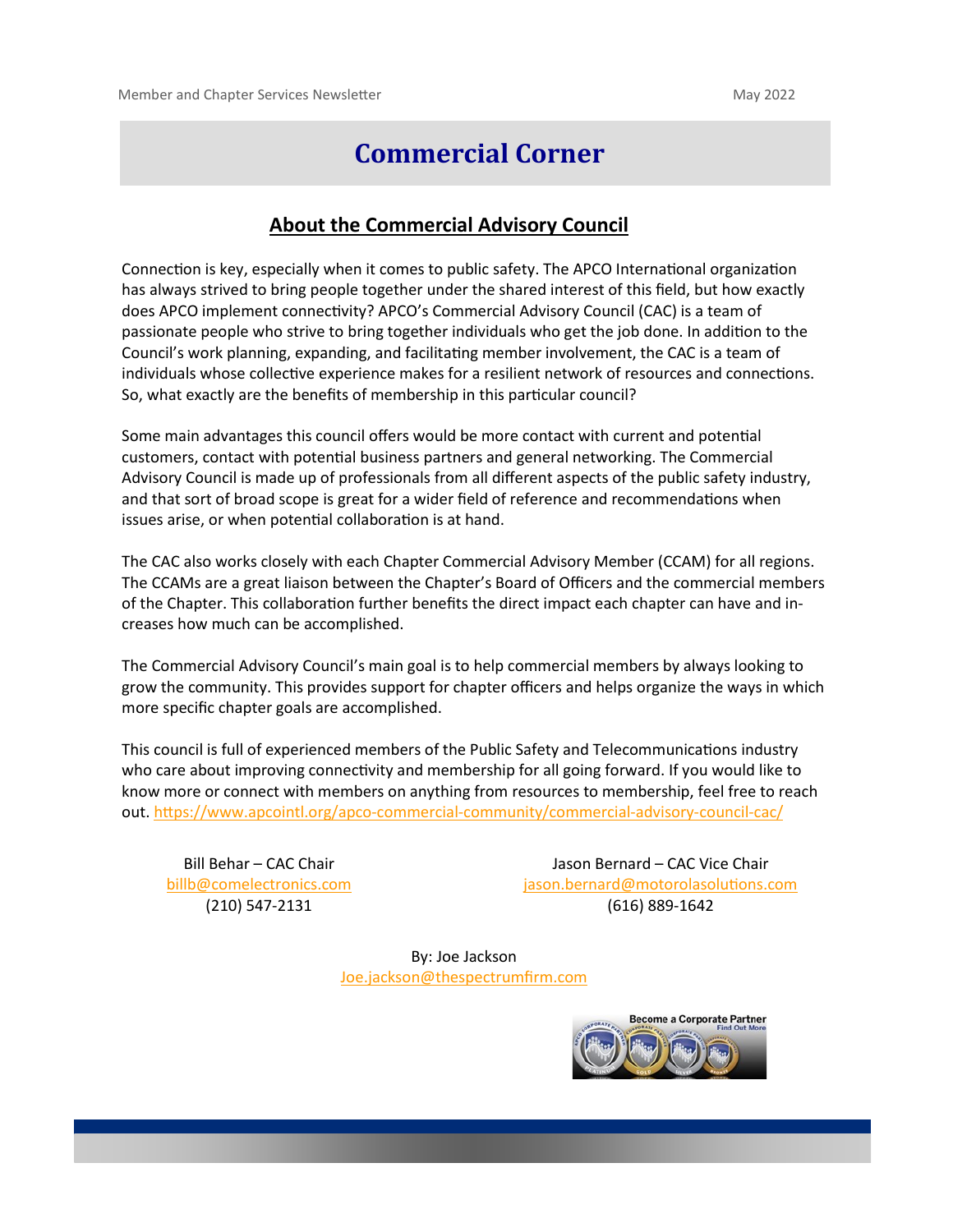# Commercial Corner

## About the Commercial Advisory Council

Connection is key, especially when it comes to public safety. The APCO International organization has always strived to bring people together under the shared interest of this field, but how exactly does APCO implement connectivity? APCO's Commercial Advisory Council (CAC) is a team of passionate people who strive to bring together individuals who get the job done. In addition to the Council's work planning, expanding, and facilitating member involvement, the CAC is a team of individuals whose collective experience makes for a resilient network of resources and connections. So, what exactly are the benefits of membership in this particular council?

Some main advantages this council offers would be more contact with current and potential customers, contact with potential business partners and general networking. The Commercial Advisory Council is made up of professionals from all different aspects of the public safety industry, and that sort of broad scope is great for a wider field of reference and recommendations when issues arise, or when potential collaboration is at hand.

The CAC also works closely with each Chapter Commercial Advisory Member (CCAM) for all regions. The CCAMs are a great liaison between the Chapter's Board of Officers and the commercial members of the Chapter. This collaboration further benefits the direct impact each chapter can have and increases how much can be accomplished.

The Commercial Advisory Council's main goal is to help commercial members by always looking to grow the community. This provides support for chapter officers and helps organize the ways in which more specific chapter goals are accomplished.

This council is full of experienced members of the Public Safety and Telecommunications industry who care about improving connectivity and membership for all going forward. If you would like to know more or connect with members on anything from resources to membership, feel free to reach out. https://www.apcointl.org/apco-commercial-community/commercial-advisory-council-cac/

Bill Behar – CAC Chair
billb@comelectronics.com
(210) 547-2131

Jason Bernard – CAC Vice Chair
jason.bernard@motorolasolutions.com
(616) 889-1642

By: Joe Jackson
Joe.jackson@thespectrumfirm.com

Become a Corporate Partner
Find Out More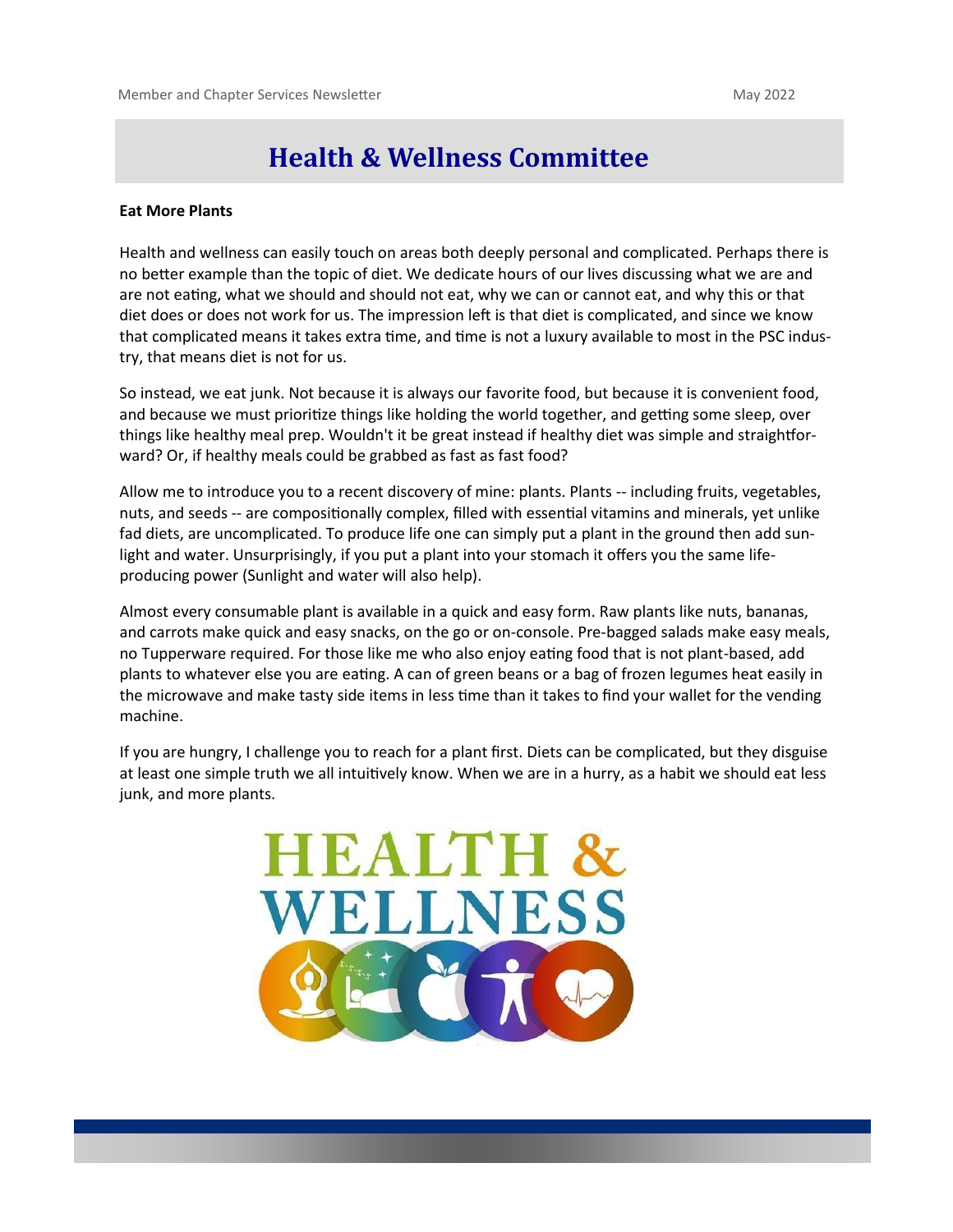# Health & Wellness Committee

**Eat More Plants**

Health and wellness can easily touch on areas both deeply personal and complicated. Perhaps there is no better example than the topic of diet. We dedicate hours of our lives discussing what we are and are not eating, what we should and should not eat, why we can or cannot eat, and why this or that diet does or does not work for us. The impression left is that diet is complicated, and since we know that complicated means it takes extra time, and time is not a luxury available to most in the PSC industry, that means diet is not for us.

So instead, we eat junk. Not because it is always our favorite food, but because it is convenient food, and because we must prioritize things like holding the world together, and getting some sleep, over things like healthy meal prep. Wouldn't it be great instead if healthy diet was simple and straightforward? Or, if healthy meals could be grabbed as fast as fast food?

Allow me to introduce you to a recent discovery of mine: plants. Plants -- including fruits, vegetables, nuts, and seeds -- are compositionally complex, filled with essential vitamins and minerals, yet unlike fad diets, are uncomplicated. To produce life one can simply put a plant in the ground then add sunlight and water. Unsurprisingly, if you put a plant into your stomach it offers you the same life-producing power (Sunlight and water will also help).

Almost every consumable plant is available in a quick and easy form. Raw plants like nuts, bananas, and carrots make quick and easy snacks, on the go or on-console. Pre-bagged salads make easy meals, no Tupperware required. For those like me who also enjoy eating food that is not plant-based, add plants to whatever else you are eating. A can of green beans or a bag of frozen legumes heat easily in the microwave and make tasty side items in less time than it takes to find your wallet for the vending machine.

If you are hungry, I challenge you to reach for a plant first. Diets can be complicated, but they disguise at least one simple truth we all intuitively know. When we are in a hurry, as a habit we should eat less junk, and more plants.

HEALTH & WELLNESS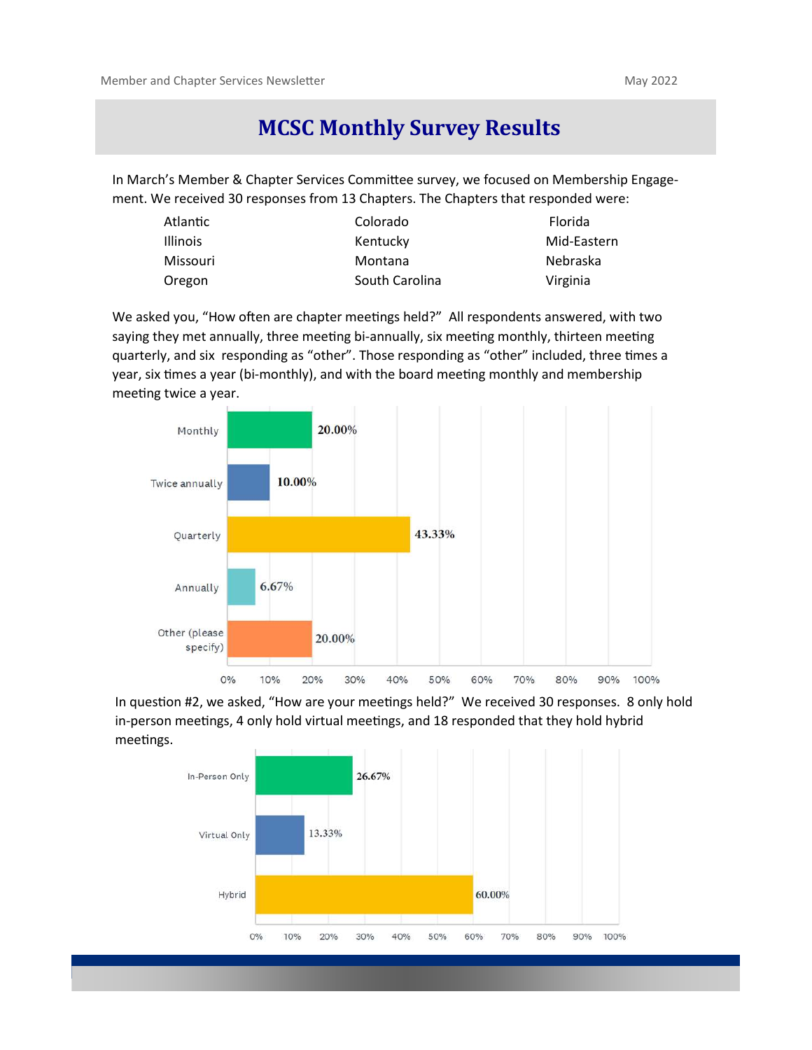# MCSC Monthly Survey Results

In March's Member & Chapter Services Committee survey, we focused on Membership Engagement. We received 30 responses from 13 Chapters. The Chapters that responded were:

| | | |
|---|---|---|
| Atlantic | Colorado | Florida |
| Illinois | Kentucky | Mid-Eastern |
| Missouri | Montana | Nebraska |
| Oregon | South Carolina | Virginia |

We asked you, "How often are chapter meetings held?" All respondents answered, with two saying they met annually, three meeting bi-annually, six meeting monthly, thirteen meeting quarterly, and six responding as "other". Those responding as "other" included, three times a year, six times a year (bi-monthly), and with the board meeting monthly and membership meeting twice a year.

Monthly 20.00%
Twice annually 10.00%
Quarterly 43.33%
Annually 6.67%
Other (please specify) 20.00%

0% 10% 20% 30% 40% 50% 60% 70% 80% 90% 100%

In question #2, we asked, "How are your meetings held?" We received 30 responses. 8 only hold in-person meetings, 4 only hold virtual meetings, and 18 responded that they hold hybrid meetings.

In-Person Only 26.67%
Virtual Only 13.33%
Hybrid 60.00%

0% 10% 20% 30% 40% 50% 60% 70% 80% 90% 100%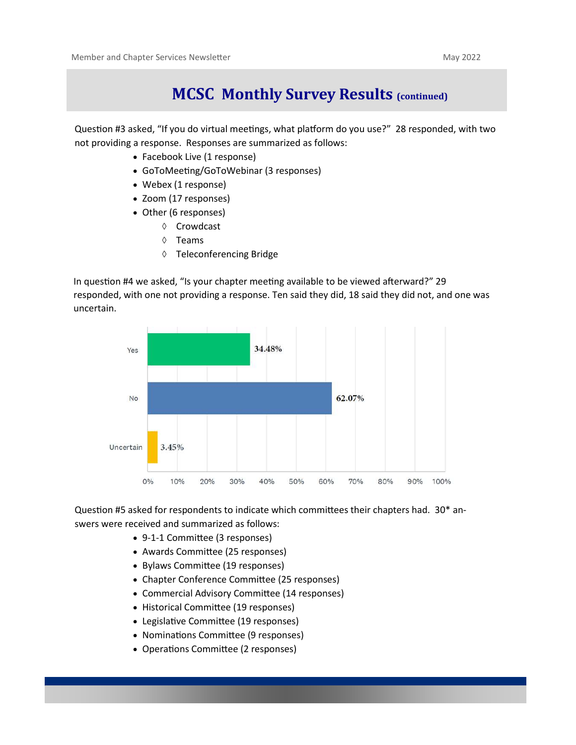# MCSC Monthly Survey Results (continued)

Question #3 asked, "If you do virtual meetings, what platform do you use?" 28 responded, with two not providing a response. Responses are summarized as follows:

- Facebook Live (1 response)
- GoToMeeting/GoToWebinar (3 responses)
- Webex (1 response)
- Zoom (17 responses)
- Other (6 responses)
  - ◊ Crowdcast
  - ◊ Teams
  - ◊ Teleconferencing Bridge

In question #4 we asked, "Is your chapter meeting available to be viewed afterward?" 29 responded, with one not providing a response. Ten said they did, 18 said they did not, and one was uncertain.

Yes
34.48%
No
62.07%
Uncertain
3.45%

0% 10% 20% 30% 40% 50% 60% 70% 80% 90% 100%

Question #5 asked for respondents to indicate which committees their chapters had. 30* answers were received and summarized as follows:

- 9-1-1 Committee (3 responses)
- Awards Committee (25 responses)
- Bylaws Committee (19 responses)
- Chapter Conference Committee (25 responses)
- Commercial Advisory Committee (14 responses)
- Historical Committee (19 responses)
- Legislative Committee (19 responses)
- Nominations Committee (9 responses)
- Operations Committee (2 responses)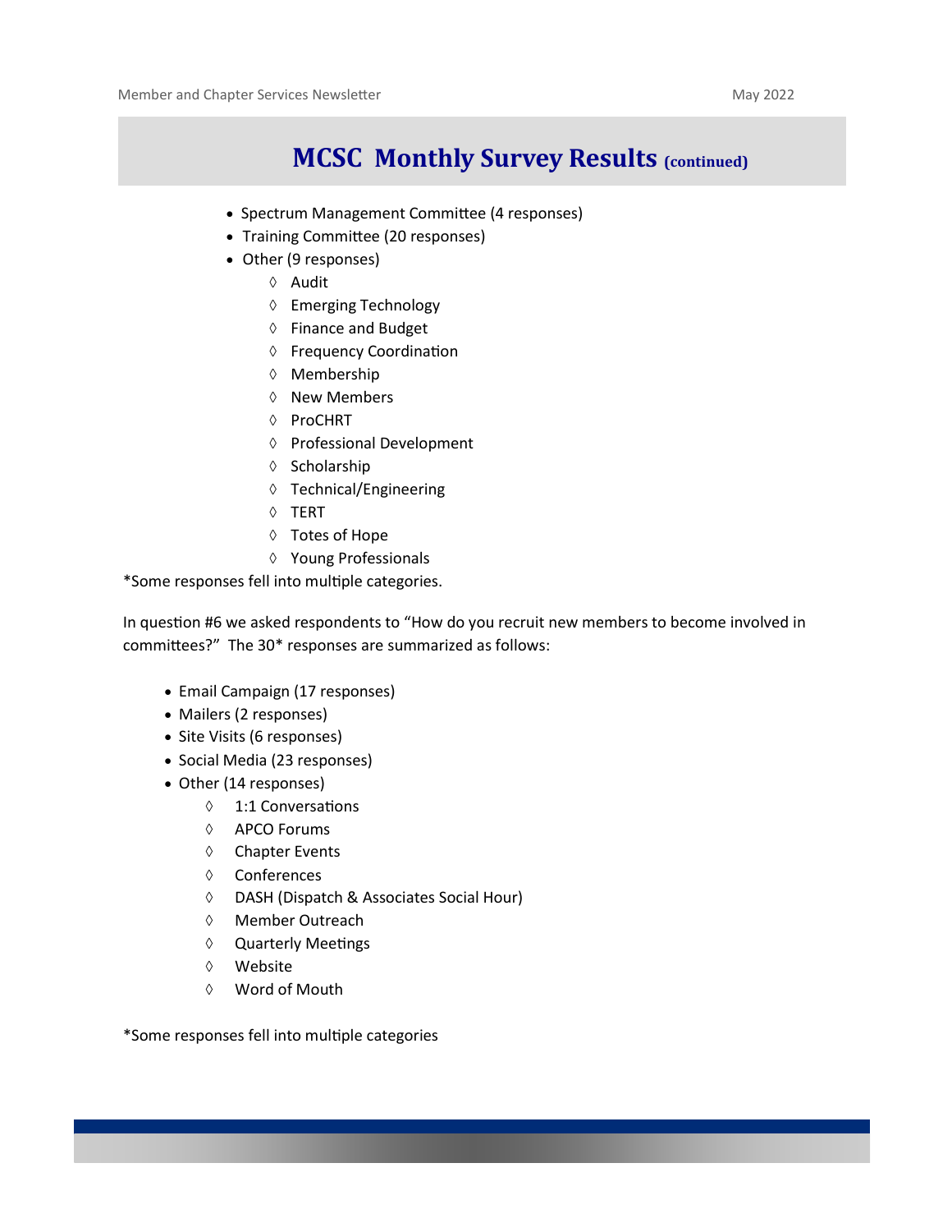# MCSC Monthly Survey Results (continued)

- Spectrum Management Committee (4 responses)
- Training Committee (20 responses)
- Other (9 responses)
    - ◊ Audit
    - ◊ Emerging Technology
    - ◊ Finance and Budget
    - ◊ Frequency Coordination
    - ◊ Membership
    - ◊ New Members
    - ◊ ProCHRT
    - ◊ Professional Development
    - ◊ Scholarship
    - ◊ Technical/Engineering
    - ◊ TERT
    - ◊ Totes of Hope
    - ◊ Young Professionals

*Some responses fell into multiple categories.

In question #6 we asked respondents to "How do you recruit new members to become involved in committees?" The 30* responses are summarized as follows:

- Email Campaign (17 responses)
- Mailers (2 responses)
- Site Visits (6 responses)
- Social Media (23 responses)
- Other (14 responses)
    - ◊ 1:1 Conversations
    - ◊ APCO Forums
    - ◊ Chapter Events
    - ◊ Conferences
    - ◊ DASH (Dispatch & Associates Social Hour)
    - ◊ Member Outreach
    - ◊ Quarterly Meetings
    - ◊ Website
    - ◊ Word of Mouth

*Some responses fell into multiple categories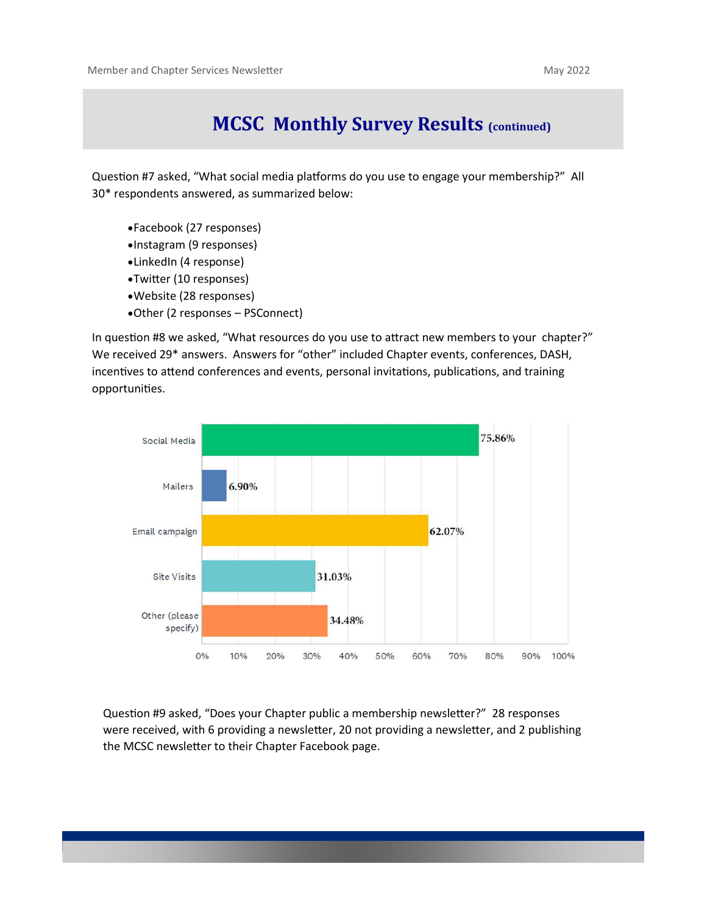# MCSC Monthly Survey Results (continued)

Question #7 asked, "What social media platforms do you use to engage your membership?" All 30* respondents answered, as summarized below:

- Facebook (27 responses)
- Instagram (9 responses)
- LinkedIn (4 response)
- Twitter (10 responses)
- Website (28 responses)
- Other (2 responses – PSConnect)

In question #8 we asked, "What resources do you use to attract new members to your chapter?" We received 29* answers. Answers for "other" included Chapter events, conferences, DASH, incentives to attend conferences and events, personal invitations, publications, and training opportunities.

Social Media 75.86%
Mailers 6.90%
Email campaign 62.07%
Site Visits 31.03%
Other (please specify) 34.48%

0% 10% 20% 30% 40% 50% 60% 70% 80% 90% 100%

Question #9 asked, "Does your Chapter public a membership newsletter?" 28 responses were received, with 6 providing a newsletter, 20 not providing a newsletter, and 2 publishing the MCSC newsletter to their Chapter Facebook page.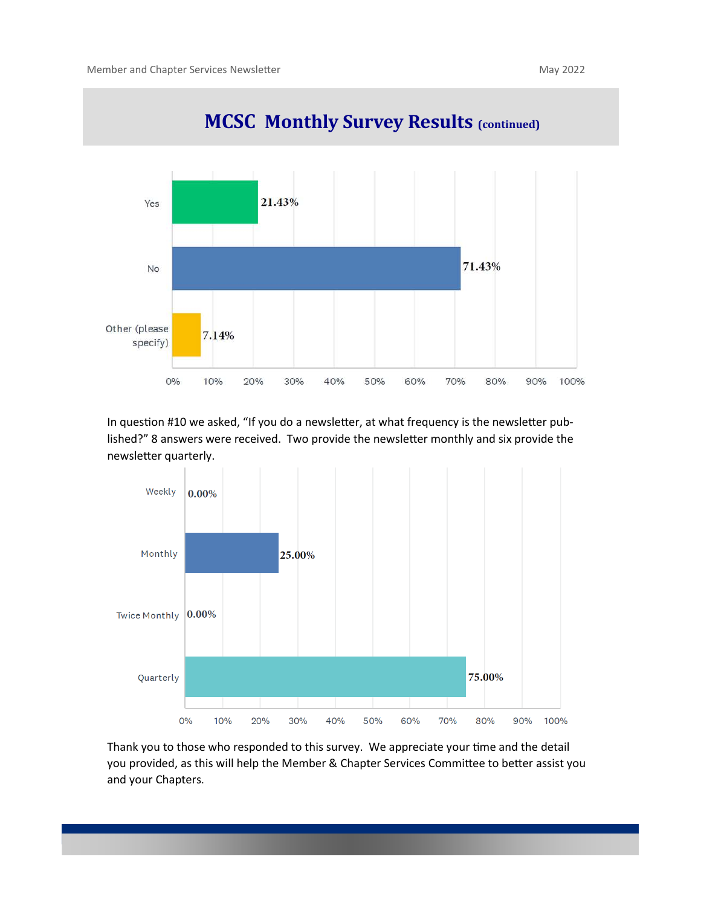# MCSC Monthly Survey Results (continued)

Yes
21.43%

No
71.43%

Other (please specify)
7.14%

0% 10% 20% 30% 40% 50% 60% 70% 80% 90% 100%

In question #10 we asked, "If you do a newsletter, at what frequency is the newsletter published?" 8 answers were received. Two provide the newsletter monthly and six provide the newsletter quarterly.

Weekly
0.00%

Monthly
25.00%

Twice Monthly
0.00%

Quarterly
75.00%

0% 10% 20% 30% 40% 50% 60% 70% 80% 90% 100%

Thank you to those who responded to this survey. We appreciate your time and the detail you provided, as this will help the Member & Chapter Services Committee to better assist you and your Chapters.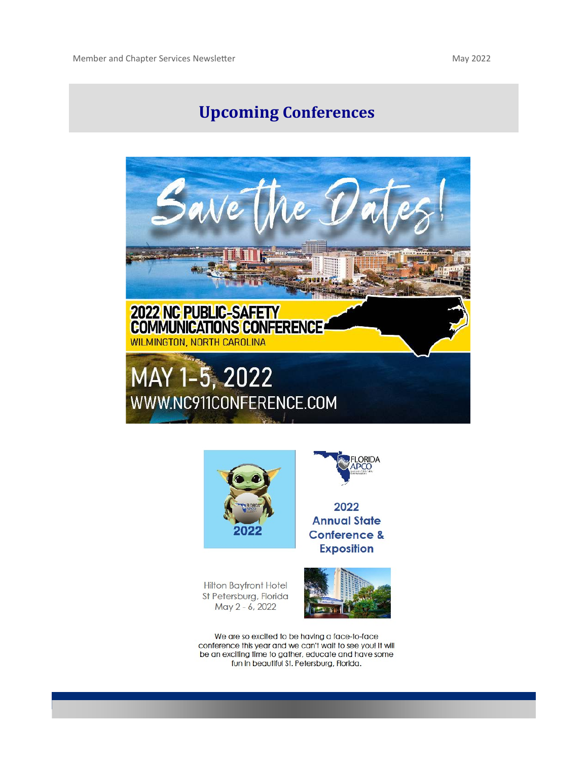## Upcoming Conferences

Save the Dates!

2022 NC PUBLIC-SAFETY COMMUNICATIONS CONFERENCE

WILMINGTON, NORTH CAROLINA

MAY 1-5, 2022

WWW.NC911CONFERENCE.COM

FLORIDA APCO

2022 Annual State Conference & Exposition

Hilton Bayfront Hotel
St Petersburg, Florida
May 2 - 6, 2022

We are so excited to be having a face-to-face conference this year and we can't wait to see you! It will be an exciting time to gather, educate and have some fun in beautiful St. Petersburg, Florida.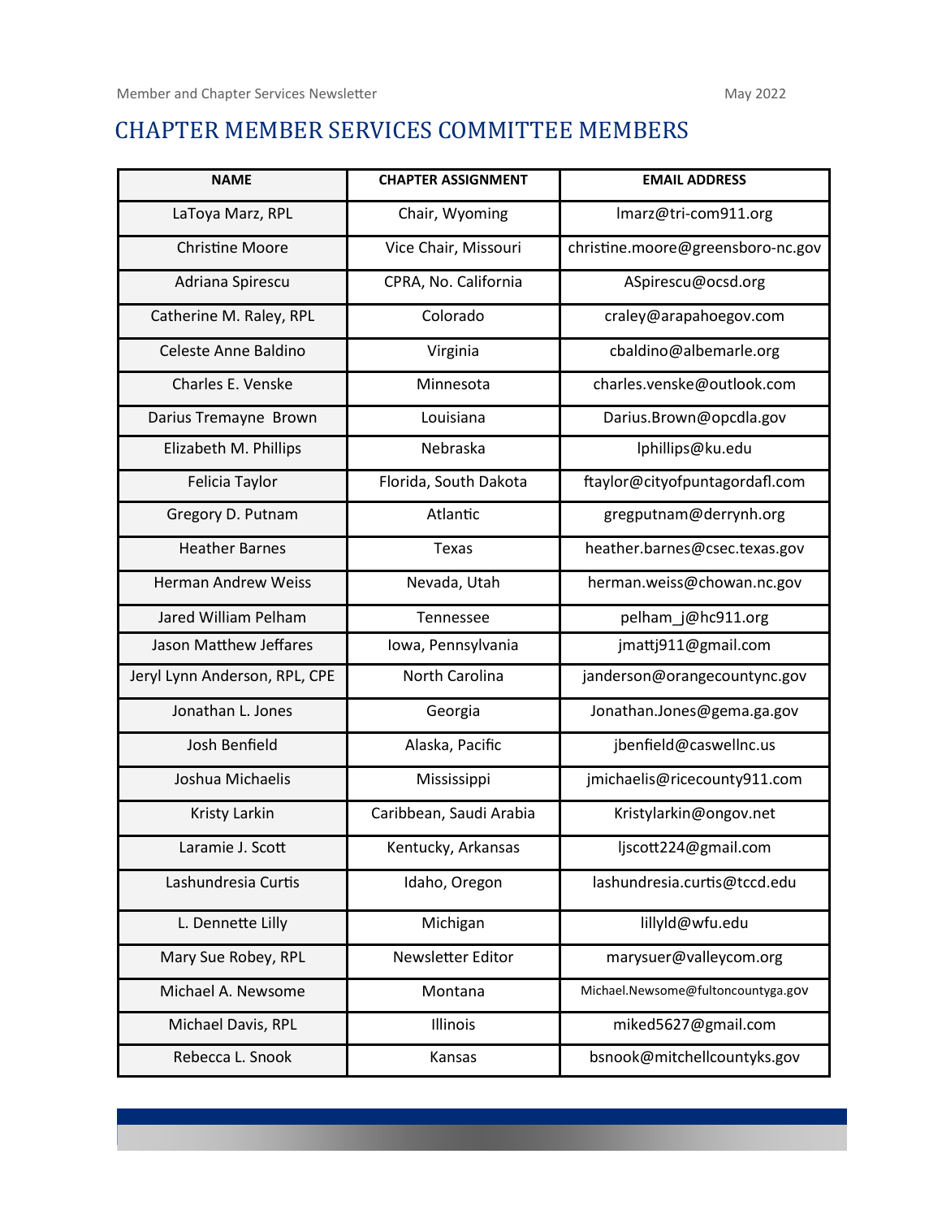# CHAPTER MEMBER SERVICES COMMITTEE MEMBERS

| NAME | CHAPTER ASSIGNMENT | EMAIL ADDRESS |
|---|---|---|
| LaToya Marz, RPL | Chair, Wyoming | lmarz@tri-com911.org |
| Christine Moore | Vice Chair, Missouri | christine.moore@greensboro-nc.gov |
| Adriana Spirescu | CPRA, No. California | ASpirescu@ocsd.org |
| Catherine M. Raley, RPL | Colorado | craley@arapahoegov.com |
| Celeste Anne Baldino | Virginia | cbaldino@albemarle.org |
| Charles E. Venske | Minnesota | charles.venske@outlook.com |
| Darius Tremayne  Brown | Louisiana | Darius.Brown@opcdla.gov |
| Elizabeth M. Phillips | Nebraska | lphillips@ku.edu |
| Felicia Taylor | Florida, South Dakota | ftaylor@cityofpuntagordafl.com |
| Gregory D. Putnam | Atlantic | gregputnam@derrynh.org |
| Heather Barnes | Texas | heather.barnes@csec.texas.gov |
| Herman Andrew Weiss | Nevada, Utah | herman.weiss@chowan.nc.gov |
| Jared William Pelham | Tennessee | pelham_j@hc911.org |
| Jason Matthew Jeffares | Iowa, Pennsylvania | jmattj911@gmail.com |
| Jeryl Lynn Anderson, RPL, CPE | North Carolina | janderson@orangecountync.gov |
| Jonathan L. Jones | Georgia | Jonathan.Jones@gema.ga.gov |
| Josh Benfield | Alaska, Pacific | jbenfield@caswellnc.us |
| Joshua Michaelis | Mississippi | jmichaelis@ricecounty911.com |
| Kristy Larkin | Caribbean, Saudi Arabia | Kristylarkin@ongov.net |
| Laramie J. Scott | Kentucky, Arkansas | ljscott224@gmail.com |
| Lashundresia Curtis | Idaho, Oregon | lashundresia.curtis@tccd.edu |
| L. Dennette Lilly | Michigan | lillyld@wfu.edu |
| Mary Sue Robey, RPL | Newsletter Editor | marysuer@valleycom.org |
| Michael A. Newsome | Montana | Michael.Newsome@fultoncountyga.gov |
| Michael Davis, RPL | Illinois | miked5627@gmail.com |
| Rebecca L. Snook | Kansas | bsnook@mitchellcountyks.gov |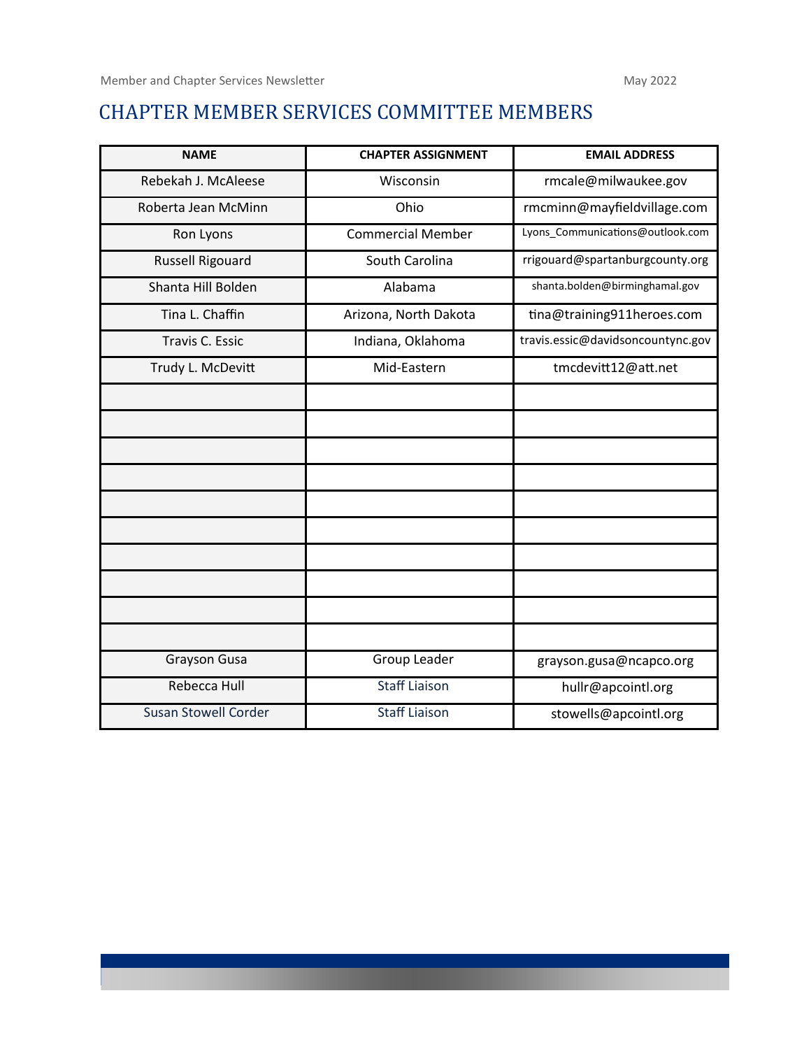# CHAPTER MEMBER SERVICES COMMITTEE MEMBERS

| NAME | CHAPTER ASSIGNMENT | EMAIL ADDRESS |
|---|---|---|
| Rebekah J. McAleese | Wisconsin | rmcale@milwaukee.gov |
| Roberta Jean McMinn | Ohio | rmcminn@mayfieldvillage.com |
| Ron Lyons | Commercial Member | Lyons_Communications@outlook.com |
| Russell Rigouard | South Carolina | rrigouard@spartanburgcounty.org |
| Shanta Hill Bolden | Alabama | shanta.bolden@birminghamal.gov |
| Tina L. Chaffin | Arizona, North Dakota | tina@training911heroes.com |
| Travis C. Essic | Indiana, Oklahoma | travis.essic@davidsoncountync.gov |
| Trudy L. McDevitt | Mid-Eastern | tmcdevitt12@att.net |
| | | |
| | | |
| | | |
| | | |
| | | |
| | | |
| | | |
| | | |
| | | |
| | | |
| Grayson Gusa | Group Leader | grayson.gusa@ncapco.org |
| Rebecca Hull | Staff Liaison | hullr@apcointl.org |
| Susan Stowell Corder | Staff Liaison | stowells@apcointl.org |